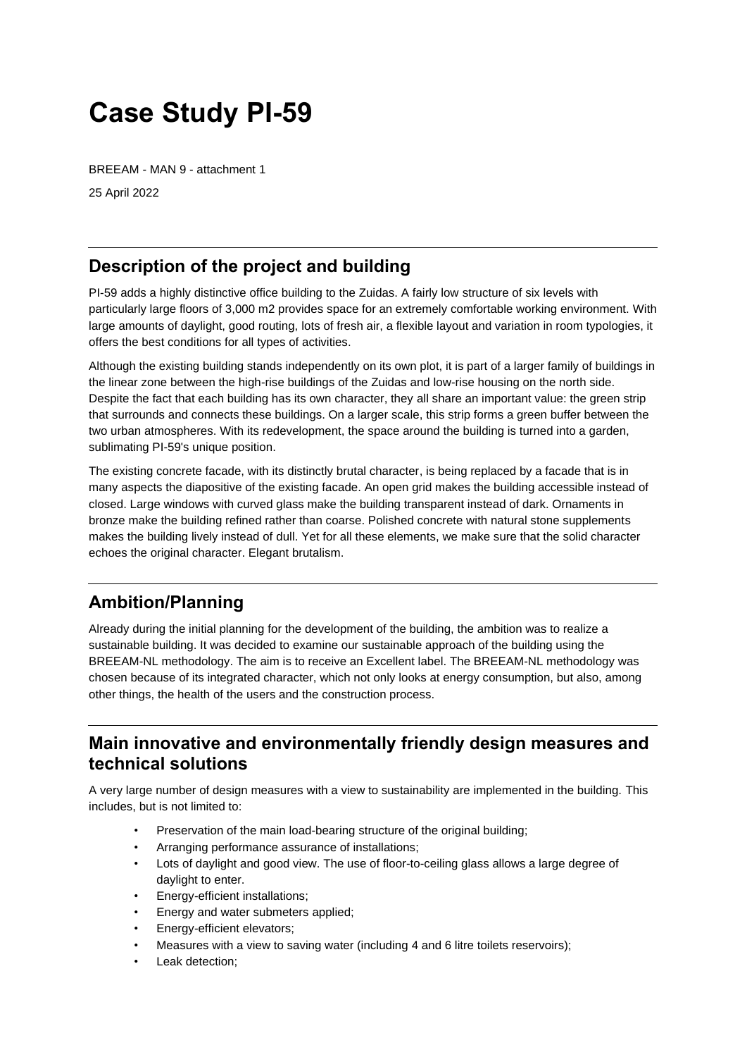# Case Study PI-59

BREEAM - MAN 9 - attachment 1

25 April 2022

---

## Description of the project and building

PI-59 adds a highly distinctive office building to the Zuidas. A fairly low structure of six levels with particularly large floors of 3,000 m2 provides space for an extremely comfortable working environment. With large amounts of daylight, good routing, lots of fresh air, a flexible layout and variation in room typologies, it offers the best conditions for all types of activities.

Although the existing building stands independently on its own plot, it is part of a larger family of buildings in the linear zone between the high-rise buildings of the Zuidas and low-rise housing on the north side. Despite the fact that each building has its own character, they all share an important value: the green strip that surrounds and connects these buildings. On a larger scale, this strip forms a green buffer between the two urban atmospheres. With its redevelopment, the space around the building is turned into a garden, sublimating PI-59's unique position.

The existing concrete facade, with its distinctly brutal character, is being replaced by a facade that is in many aspects the diapositive of the existing facade. An open grid makes the building accessible instead of closed. Large windows with curved glass make the building transparent instead of dark. Ornaments in bronze make the building refined rather than coarse. Polished concrete with natural stone supplements makes the building lively instead of dull. Yet for all these elements, we make sure that the solid character echoes the original character. Elegant brutalism.

---

## Ambition/Planning

Already during the initial planning for the development of the building, the ambition was to realize a sustainable building. It was decided to examine our sustainable approach of the building using the BREEAM-NL methodology. The aim is to receive an Excellent label. The BREEAM-NL methodology was chosen because of its integrated character, which not only looks at energy consumption, but also, among other things, the health of the users and the construction process.

---

## Main innovative and environmentally friendly design measures and technical solutions

A very large number of design measures with a view to sustainability are implemented in the building. This includes, but is not limited to:

- Preservation of the main load-bearing structure of the original building;
- Arranging performance assurance of installations;
- Lots of daylight and good view. The use of floor-to-ceiling glass allows a large degree of daylight to enter.
- Energy-efficient installations;
- Energy and water submeters applied;
- Energy-efficient elevators;
- Measures with a view to saving water (including 4 and 6 litre toilets reservoirs);
- Leak detection;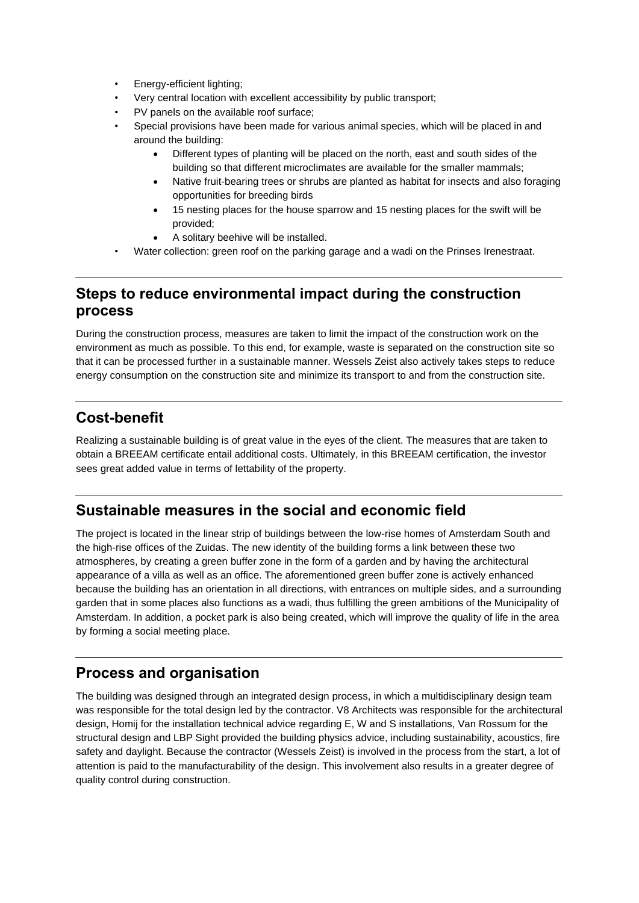- Energy-efficient lighting;
- Very central location with excellent accessibility by public transport;
- PV panels on the available roof surface;
- Special provisions have been made for various animal species, which will be placed in and around the building:
  - Different types of planting will be placed on the north, east and south sides of the building so that different microclimates are available for the smaller mammals;
  - Native fruit-bearing trees or shrubs are planted as habitat for insects and also foraging opportunities for breeding birds
  - 15 nesting places for the house sparrow and 15 nesting places for the swift will be provided;
  - A solitary beehive will be installed.
- Water collection: green roof on the parking garage and a wadi on the Prinses Irenestraat.

## Steps to reduce environmental impact during the construction process

During the construction process, measures are taken to limit the impact of the construction work on the environment as much as possible. To this end, for example, waste is separated on the construction site so that it can be processed further in a sustainable manner. Wessels Zeist also actively takes steps to reduce energy consumption on the construction site and minimize its transport to and from the construction site.

## Cost-benefit

Realizing a sustainable building is of great value in the eyes of the client. The measures that are taken to obtain a BREEAM certificate entail additional costs. Ultimately, in this BREEAM certification, the investor sees great added value in terms of lettability of the property.

## Sustainable measures in the social and economic field

The project is located in the linear strip of buildings between the low-rise homes of Amsterdam South and the high-rise offices of the Zuidas. The new identity of the building forms a link between these two atmospheres, by creating a green buffer zone in the form of a garden and by having the architectural appearance of a villa as well as an office. The aforementioned green buffer zone is actively enhanced because the building has an orientation in all directions, with entrances on multiple sides, and a surrounding garden that in some places also functions as a wadi, thus fulfilling the green ambitions of the Municipality of Amsterdam. In addition, a pocket park is also being created, which will improve the quality of life in the area by forming a social meeting place.

## Process and organisation

The building was designed through an integrated design process, in which a multidisciplinary design team was responsible for the total design led by the contractor. V8 Architects was responsible for the architectural design, Homij for the installation technical advice regarding E, W and S installations, Van Rossum for the structural design and LBP Sight provided the building physics advice, including sustainability, acoustics, fire safety and daylight. Because the contractor (Wessels Zeist) is involved in the process from the start, a lot of attention is paid to the manufacturability of the design. This involvement also results in a greater degree of quality control during construction.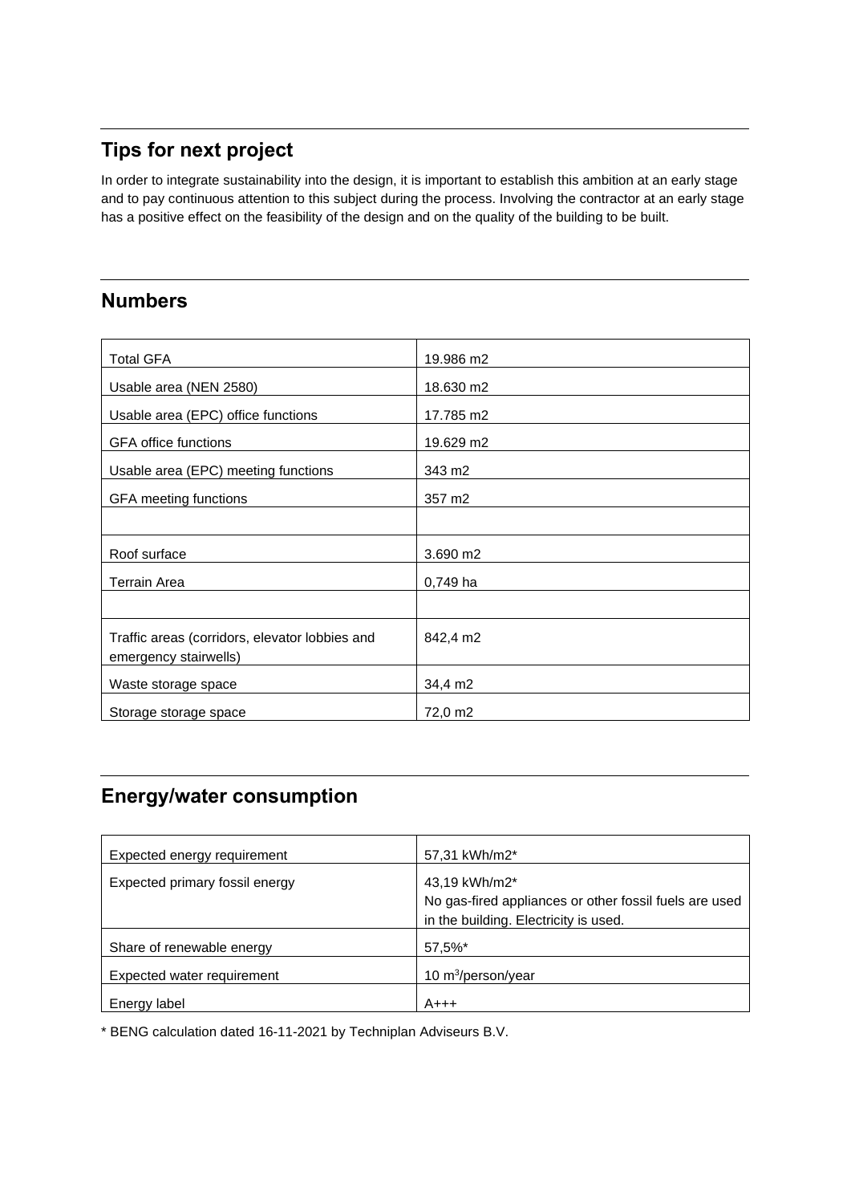## Tips for next project

In order to integrate sustainability into the design, it is important to establish this ambition at an early stage and to pay continuous attention to this subject during the process. Involving the contractor at an early stage has a positive effect on the feasibility of the design and on the quality of the building to be built.

## Numbers

| | |
|---|---|
| Total GFA | 19.986 m2 |
| Usable area (NEN 2580) | 18.630 m2 |
| Usable area (EPC) office functions | 17.785 m2 |
| GFA office functions | 19.629 m2 |
| Usable area (EPC) meeting functions | 343 m2 |
| GFA meeting functions | 357 m2 |
| | |
| Roof surface | 3.690 m2 |
| Terrain Area | 0,749 ha |
| | |
| Traffic areas (corridors, elevator lobbies and emergency stairwells) | 842,4 m2 |
| Waste storage space | 34,4 m2 |
| Storage storage space | 72,0 m2 |

## Energy/water consumption

| | |
|---|---|
| Expected energy requirement | 57,31 kWh/m2* |
| Expected primary fossil energy | 43,19 kWh/m2*<br>No gas-fired appliances or other fossil fuels are used in the building. Electricity is used. |
| Share of renewable energy | 57,5%* |
| Expected water requirement | 10 $m^3$/person/year |
| Energy label | A+++ |

* BENG calculation dated 16-11-2021 by Techniplan Adviseurs B.V.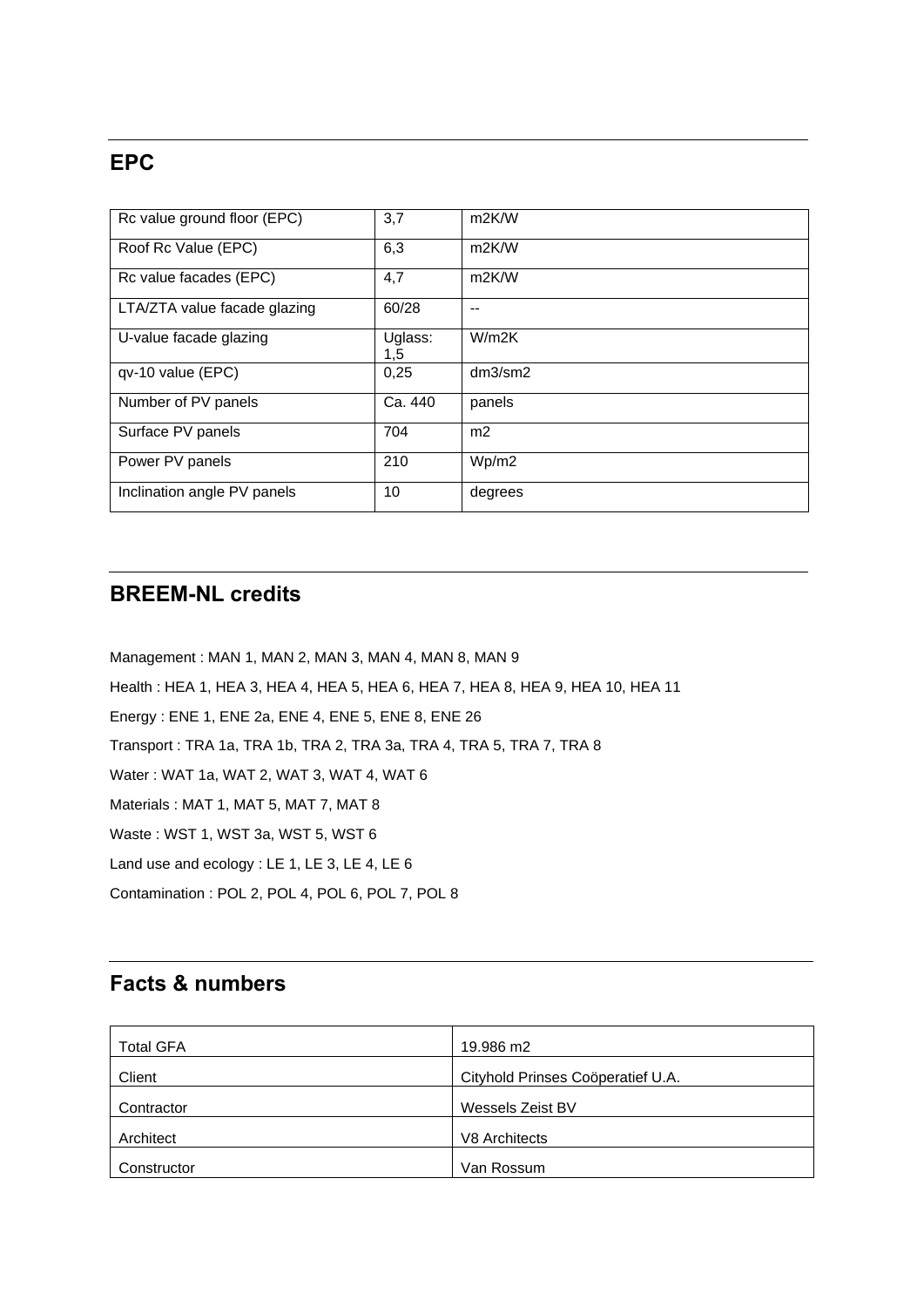## EPC

| Rc value ground floor (EPC) | 3,7 | m2K/W |
|---|---|---|
| Roof Rc Value (EPC) | 6,3 | m2K/W |
| Rc value facades (EPC) | 4,7 | m2K/W |
| LTA/ZTA value facade glazing | 60/28 | -- |
| U-value facade glazing | Uglass: 1,5 | W/m2K |
| qv-10 value (EPC) | 0,25 | dm3/sm2 |
| Number of PV panels | Ca. 440 | panels |
| Surface PV panels | 704 | m2 |
| Power PV panels | 210 | Wp/m2 |
| Inclination angle PV panels | 10 | degrees |

## BREEM-NL credits

Management : MAN 1, MAN 2, MAN 3, MAN 4, MAN 8, MAN 9

Health : HEA 1, HEA 3, HEA 4, HEA 5, HEA 6, HEA 7, HEA 8, HEA 9, HEA 10, HEA 11

Energy : ENE 1, ENE 2a, ENE 4, ENE 5, ENE 8, ENE 26

Transport : TRA 1a, TRA 1b, TRA 2, TRA 3a, TRA 4, TRA 5, TRA 7, TRA 8

Water : WAT 1a, WAT 2, WAT 3, WAT 4, WAT 6

Materials : MAT 1, MAT 5, MAT 7, MAT 8

Waste : WST 1, WST 3a, WST 5, WST 6

Land use and ecology : LE 1, LE 3, LE 4, LE 6

Contamination : POL 2, POL 4, POL 6, POL 7, POL 8

## Facts & numbers

| Total GFA | 19.986 m2 |
|---|---|
| Client | Cityhold Prinses Coöperatief U.A. |
| Contractor | Wessels Zeist BV |
| Architect | V8 Architects |
| Constructor | Van Rossum |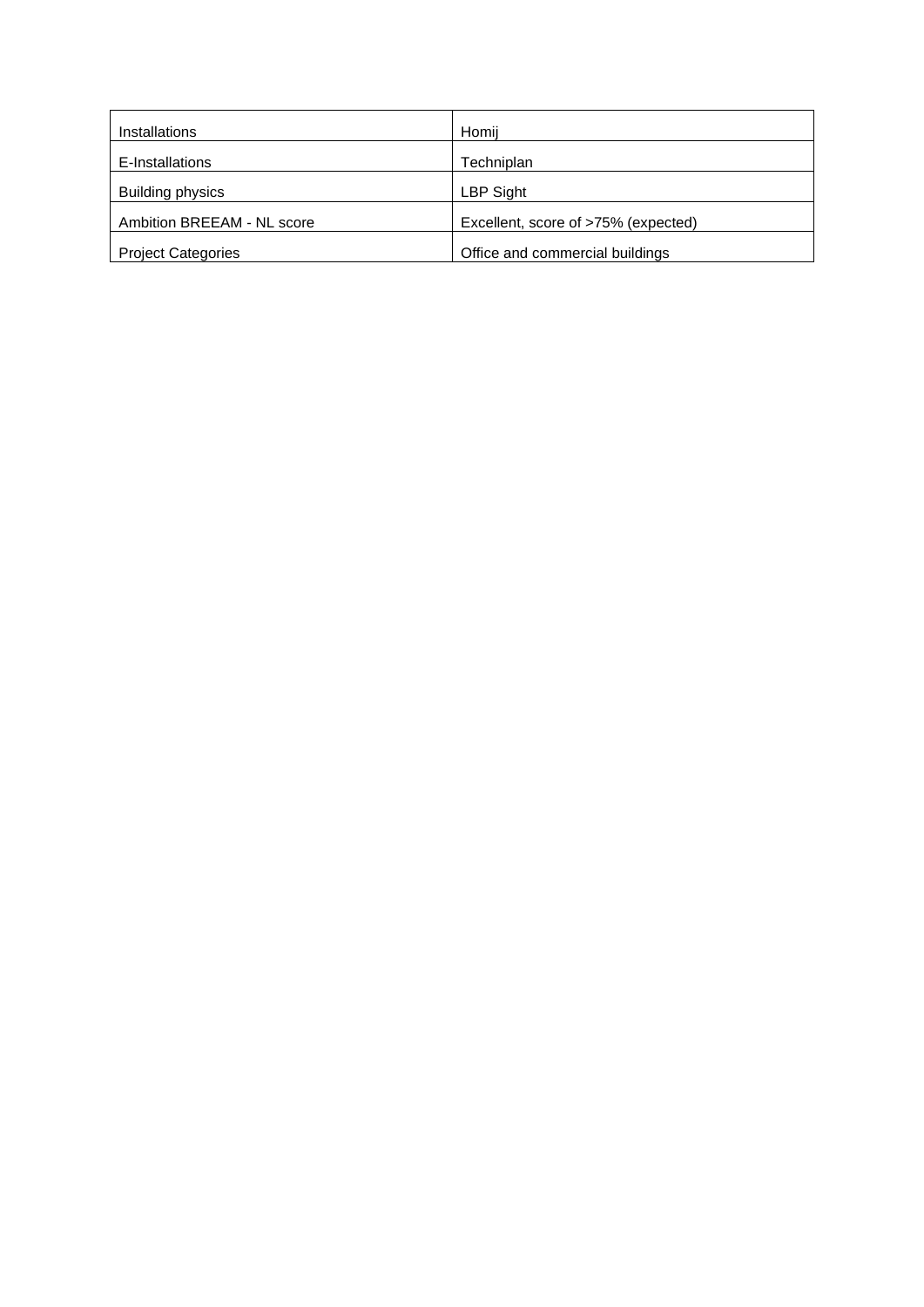| Installations | Homij |
| --- | --- |
| E-Installations | Techniplan |
| Building physics | LBP Sight |
| Ambition BREEAM - NL score | Excellent, score of >75% (expected) |
| Project Categories | Office and commercial buildings |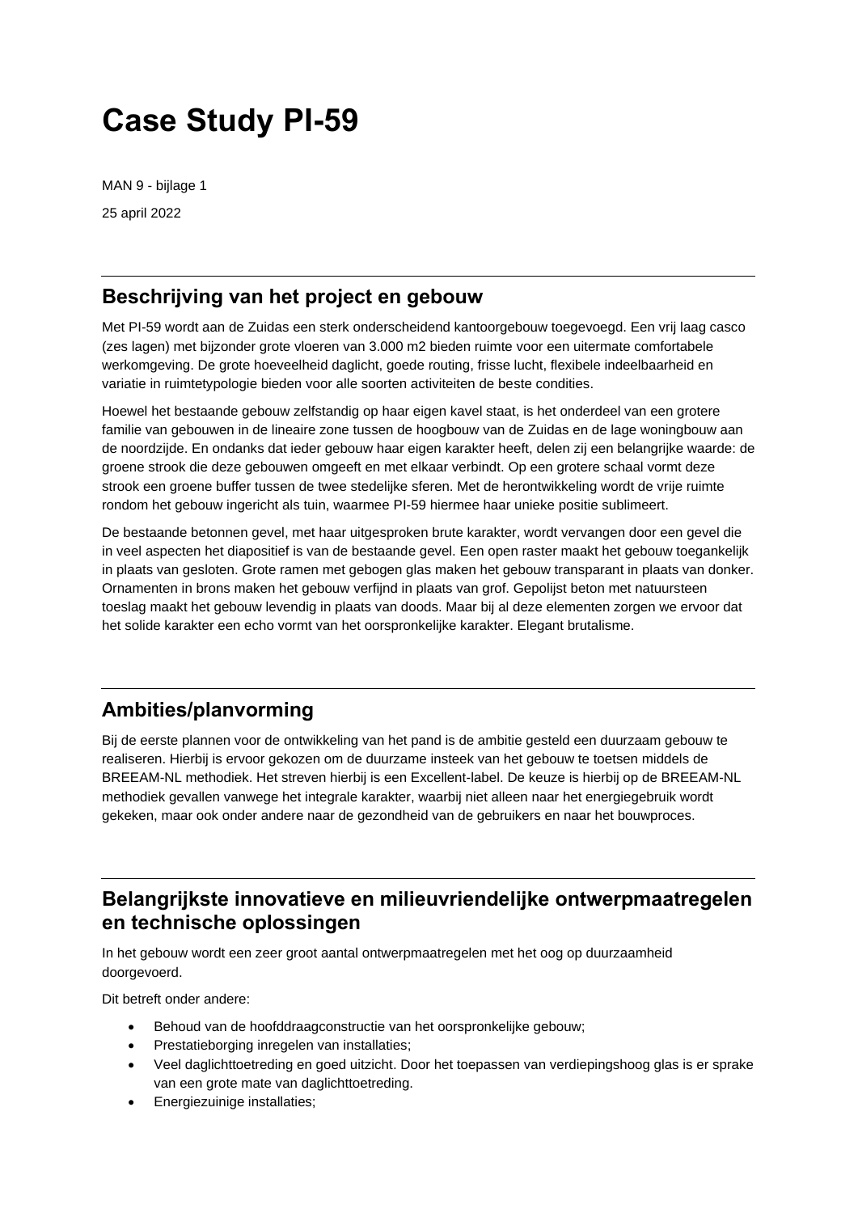# Case Study PI-59

MAN 9 - bijlage 1

25 april 2022

---

## Beschrijving van het project en gebouw

Met PI-59 wordt aan de Zuidas een sterk onderscheidend kantoorgebouw toegevoegd. Een vrij laag casco (zes lagen) met bijzonder grote vloeren van 3.000 m2 bieden ruimte voor een uitermate comfortabele werkomgeving. De grote hoeveelheid daglicht, goede routing, frisse lucht, flexibele indeelbaarheid en variatie in ruimtetypologie bieden voor alle soorten activiteiten de beste condities.

Hoewel het bestaande gebouw zelfstandig op haar eigen kavel staat, is het onderdeel van een grotere familie van gebouwen in de lineaire zone tussen de hoogbouw van de Zuidas en de lage woningbouw aan de noordzijde. En ondanks dat ieder gebouw haar eigen karakter heeft, delen zij een belangrijke waarde: de groene strook die deze gebouwen omgeeft en met elkaar verbindt. Op een grotere schaal vormt deze strook een groene buffer tussen de twee stedelijke sferen. Met de herontwikkeling wordt de vrije ruimte rondom het gebouw ingericht als tuin, waarmee PI-59 hiermee haar unieke positie sublimeert.

De bestaande betonnen gevel, met haar uitgesproken brute karakter, wordt vervangen door een gevel die in veel aspecten het diapositief is van de bestaande gevel. Een open raster maakt het gebouw toegankelijk in plaats van gesloten. Grote ramen met gebogen glas maken het gebouw transparant in plaats van donker. Ornamenten in brons maken het gebouw verfijnd in plaats van grof. Gepolijst beton met natuursteen toeslag maakt het gebouw levendig in plaats van doods. Maar bij al deze elementen zorgen we ervoor dat het solide karakter een echo vormt van het oorspronkelijke karakter. Elegant brutalisme.

---

## Ambities/planvorming

Bij de eerste plannen voor de ontwikkeling van het pand is de ambitie gesteld een duurzaam gebouw te realiseren. Hierbij is ervoor gekozen om de duurzame insteek van het gebouw te toetsen middels de BREEAM-NL methodiek. Het streven hierbij is een Excellent-label. De keuze is hierbij op de BREEAM-NL methodiek gevallen vanwege het integrale karakter, waarbij niet alleen naar het energiegebruik wordt gekeken, maar ook onder andere naar de gezondheid van de gebruikers en naar het bouwproces.

---

## Belangrijkste innovatieve en milieuvriendelijke ontwerpmaatregelen en technische oplossingen

In het gebouw wordt een zeer groot aantal ontwerpmaatregelen met het oog op duurzaamheid doorgevoerd.

Dit betreft onder andere:

- Behoud van de hoofddraagconstructie van het oorspronkelijke gebouw;
- Prestatieborging inregelen van installaties;
- Veel daglichttoetreding en goed uitzicht. Door het toepassen van verdiepingshoog glas is er sprake van een grote mate van daglichttoetreding.
- Energiezuinige installaties;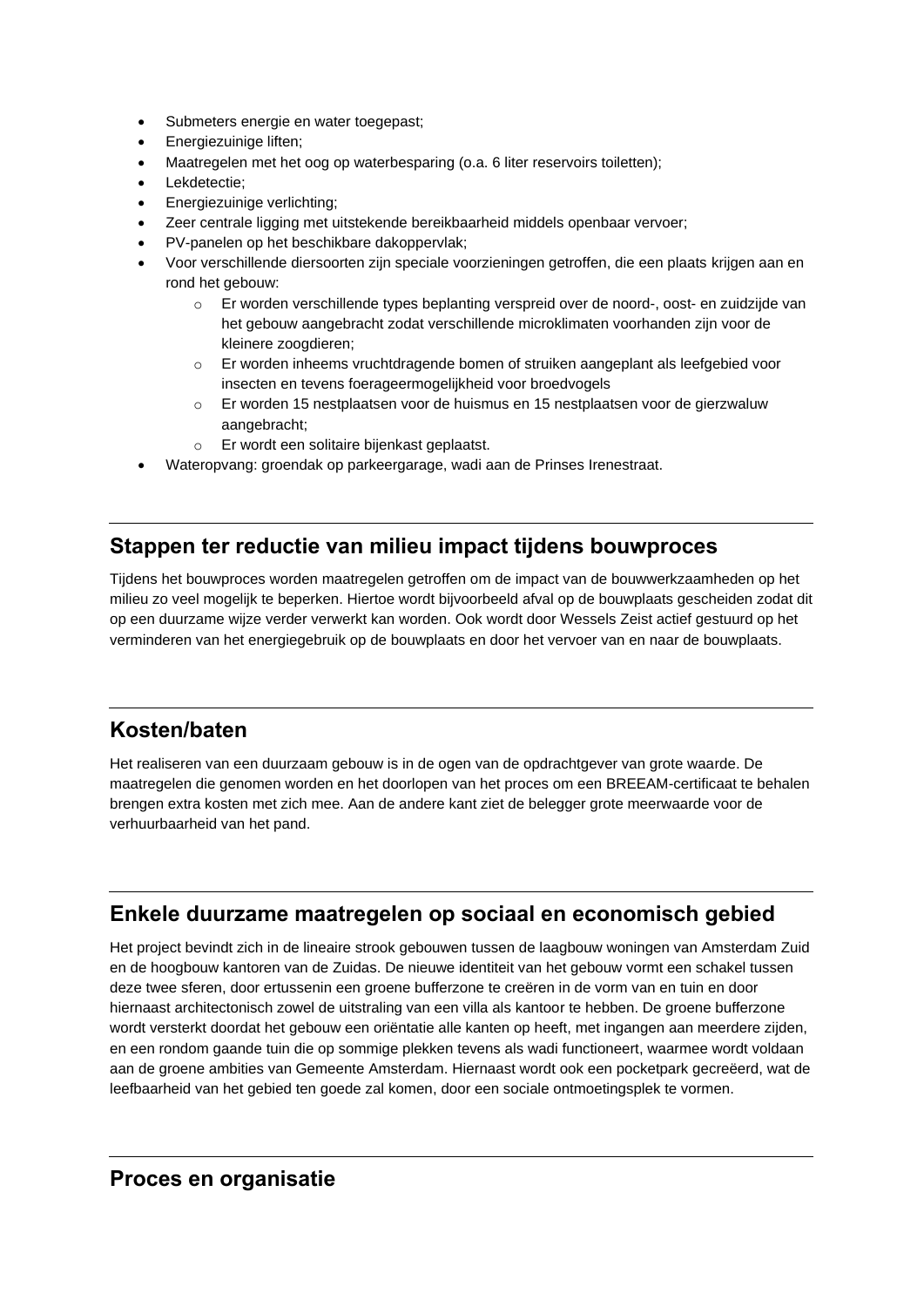- Submeters energie en water toegepast;
- Energiezuinige liften;
- Maatregelen met het oog op waterbesparing (o.a. 6 liter reservoirs toiletten);
- Lekdetectie;
- Energiezuinige verlichting;
- Zeer centrale ligging met uitstekende bereikbaarheid middels openbaar vervoer;
- PV-panelen op het beschikbare dakoppervlak;
- Voor verschillende diersoorten zijn speciale voorzieningen getroffen, die een plaats krijgen aan en rond het gebouw:
    - Er worden verschillende types beplanting verspreid over de noord-, oost- en zuidzijde van het gebouw aangebracht zodat verschillende microklimaten voorhanden zijn voor de kleinere zoogdieren;
    - Er worden inheems vruchtdragende bomen of struiken aangeplant als leefgebied voor insecten en tevens foerageermogelijkheid voor broedvogels
    - Er worden 15 nestplaatsen voor de huismus en 15 nestplaatsen voor de gierzwaluw aangebracht;
    - Er wordt een solitaire bijenkast geplaatst.
- Wateropvang: groendak op parkeergarage, wadi aan de Prinses Irenestraat.

## Stappen ter reductie van milieu impact tijdens bouwproces

Tijdens het bouwproces worden maatregelen getroffen om de impact van de bouwwerkzaamheden op het milieu zo veel mogelijk te beperken. Hiertoe wordt bijvoorbeeld afval op de bouwplaats gescheiden zodat dit op een duurzame wijze verder verwerkt kan worden. Ook wordt door Wessels Zeist actief gestuurd op het verminderen van het energiegebruik op de bouwplaats en door het vervoer van en naar de bouwplaats.

## Kosten/baten

Het realiseren van een duurzaam gebouw is in de ogen van de opdrachtgever van grote waarde. De maatregelen die genomen worden en het doorlopen van het proces om een BREEAM-certificaat te behalen brengen extra kosten met zich mee. Aan de andere kant ziet de belegger grote meerwaarde voor de verhuurbaarheid van het pand.

## Enkele duurzame maatregelen op sociaal en economisch gebied

Het project bevindt zich in de lineaire strook gebouwen tussen de laagbouw woningen van Amsterdam Zuid en de hoogbouw kantoren van de Zuidas. De nieuwe identiteit van het gebouw vormt een schakel tussen deze twee sferen, door ertussenin een groene bufferzone te creëren in de vorm van en tuin en door hiernaast architectonisch zowel de uitstraling van een villa als kantoor te hebben. De groene bufferzone wordt versterkt doordat het gebouw een oriëntatie alle kanten op heeft, met ingangen aan meerdere zijden, en een rondom gaande tuin die op sommige plekken tevens als wadi functioneert, waarmee wordt voldaan aan de groene ambities van Gemeente Amsterdam. Hiernaast wordt ook een pocketpark gecreëerd, wat de leefbaarheid van het gebied ten goede zal komen, door een sociale ontmoetingsplek te vormen.

## Proces en organisatie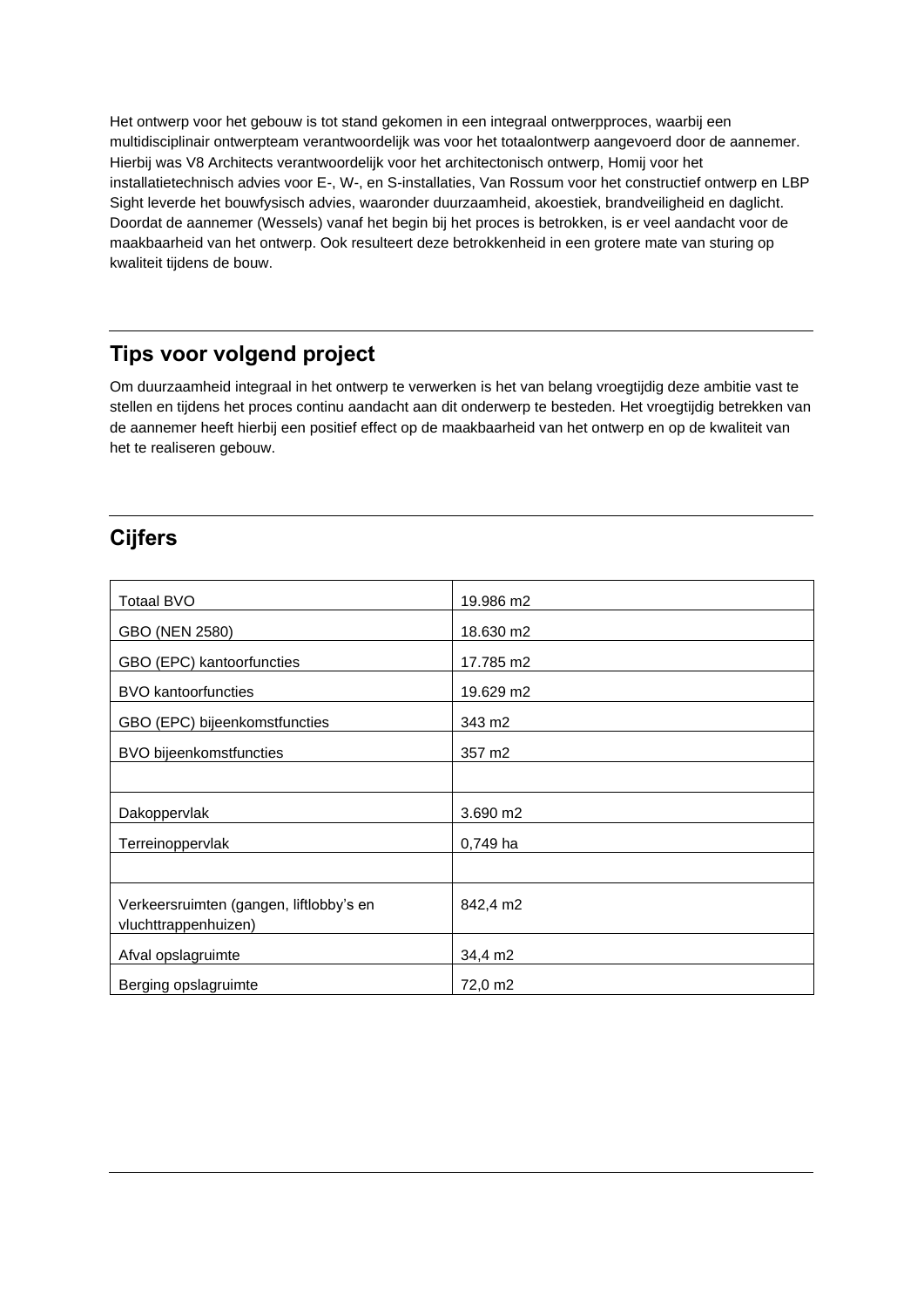Het ontwerp voor het gebouw is tot stand gekomen in een integraal ontwerpproces, waarbij een multidisciplinair ontwerpteam verantwoordelijk was voor het totaalontwerp aangevoerd door de aannemer. Hierbij was V8 Architects verantwoordelijk voor het architectonisch ontwerp, Homij voor het installatietechnisch advies voor E-, W-, en S-installaties, Van Rossum voor het constructief ontwerp en LBP Sight leverde het bouwfysisch advies, waaronder duurzaamheid, akoestiek, brandveiligheid en daglicht. Doordat de aannemer (Wessels) vanaf het begin bij het proces is betrokken, is er veel aandacht voor de maakbaarheid van het ontwerp. Ook resulteert deze betrokkenheid in een grotere mate van sturing op kwaliteit tijdens de bouw.

## Tips voor volgend project

Om duurzaamheid integraal in het ontwerp te verwerken is het van belang vroegtijdig deze ambitie vast te stellen en tijdens het proces continu aandacht aan dit onderwerp te besteden. Het vroegtijdig betrekken van de aannemer heeft hierbij een positief effect op de maakbaarheid van het ontwerp en op de kwaliteit van het te realiseren gebouw.

## Cijfers

| | |
|---|---|
| Totaal BVO | 19.986 m2 |
| GBO (NEN 2580) | 18.630 m2 |
| GBO (EPC) kantoorfuncties | 17.785 m2 |
| BVO kantoorfuncties | 19.629 m2 |
| GBO (EPC) bijeenkomstfuncties | 343 m2 |
| BVO bijeenkomstfuncties | 357 m2 |
| | |
| Dakoppervlak | 3.690 m2 |
| Terreinoppervlak | 0,749 ha |
| | |
| Verkeersruimten (gangen, liftlobby's en vluchttrappenhuizen) | 842,4 m2 |
| Afval opslagruimte | 34,4 m2 |
| Berging opslagruimte | 72,0 m2 |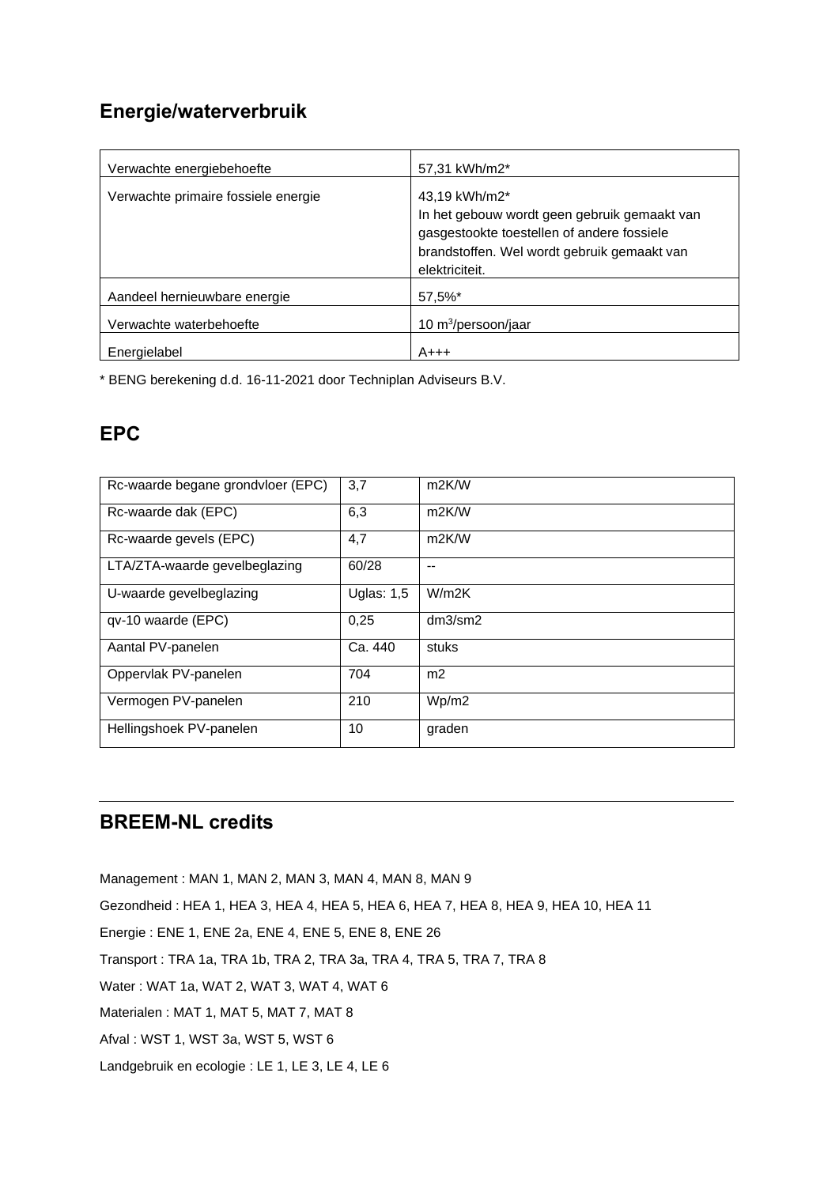## Energie/waterverbruik

| | |
|---|---|
| Verwachte energiebehoefte | 57,31 kWh/m2* |
| Verwachte primaire fossiele energie | 43,19 kWh/m2*<br>In het gebouw wordt geen gebruik gemaakt van gasgestookte toestellen of andere fossiele brandstoffen. Wel wordt gebruik gemaakt van elektriciteit. |
| Aandeel hernieuwbare energie | 57,5%* |
| Verwachte waterbehoefte | 10 $m^3$/persoon/jaar |
| Energielabel | A+++ |

* BENG berekening d.d. 16-11-2021 door Techniplan Adviseurs B.V.

## EPC

| | | |
|---|---|---|
| Rc-waarde begane grondvloer (EPC) | 3,7 | m2K/W |
| Rc-waarde dak (EPC) | 6,3 | m2K/W |
| Rc-waarde gevels (EPC) | 4,7 | m2K/W |
| LTA/ZTA-waarde gevelbeglazing | 60/28 | -- |
| U-waarde gevelbeglazing | Uglas: 1,5 | W/m2K |
| qv-10 waarde (EPC) | 0,25 | dm3/sm2 |
| Aantal PV-panelen | Ca. 440 | stuks |
| Oppervlak PV-panelen | 704 | m2 |
| Vermogen PV-panelen | 210 | Wp/m2 |
| Hellingshoek PV-panelen | 10 | graden |

---

## BREEM-NL credits

Management : MAN 1, MAN 2, MAN 3, MAN 4, MAN 8, MAN 9

Gezondheid : HEA 1, HEA 3, HEA 4, HEA 5, HEA 6, HEA 7, HEA 8, HEA 9, HEA 10, HEA 11

Energie : ENE 1, ENE 2a, ENE 4, ENE 5, ENE 8, ENE 26

Transport : TRA 1a, TRA 1b, TRA 2, TRA 3a, TRA 4, TRA 5, TRA 7, TRA 8

Water : WAT 1a, WAT 2, WAT 3, WAT 4, WAT 6

Materialen : MAT 1, MAT 5, MAT 7, MAT 8

Afval : WST 1, WST 3a, WST 5, WST 6

Landgebruik en ecologie : LE 1, LE 3, LE 4, LE 6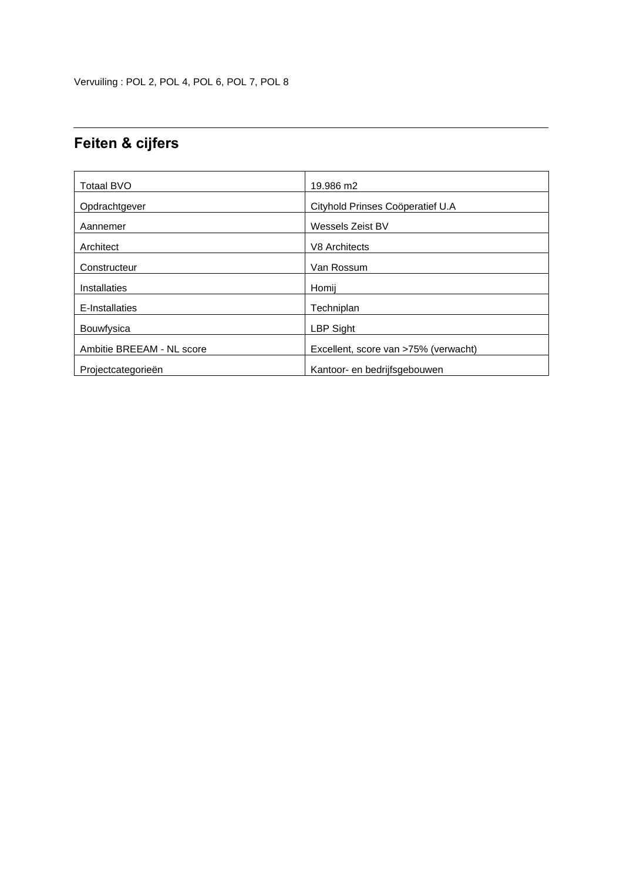Vervuiling : POL 2, POL 4, POL 6, POL 7, POL 8

---

## Feiten & cijfers

| | |
|---|---|
| Totaal BVO | 19.986 m2 |
| Opdrachtgever | Cityhold Prinses Coöperatief U.A |
| Aannemer | Wessels Zeist BV |
| Architect | V8 Architects |
| Constructeur | Van Rossum |
| Installaties | Homij |
| E-Installaties | Techniplan |
| Bouwfysica | LBP Sight |
| Ambitie BREEAM - NL score | Excellent, score van >75% (verwacht) |
| Projectcategorieën | Kantoor- en bedrijfsgebouwen |